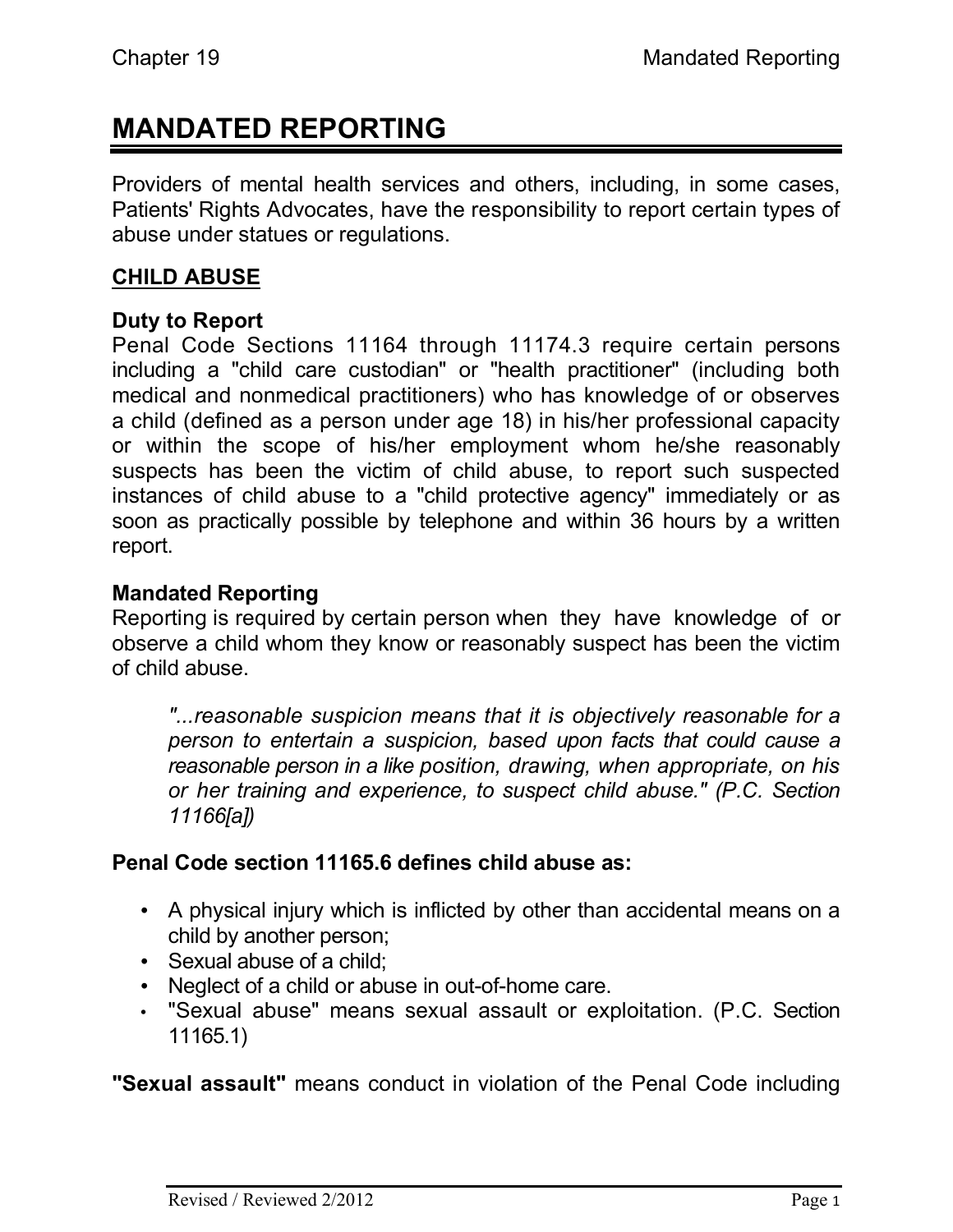# MANDATED REPORTING

Providers of mental health services and others, including, in some cases, Patients' Rights Advocates, have the responsibility to report certain types of abuse under statues or regulations.

## CHILD ABUSE

**Duty to Report**
Penal Code Sections 11164 through 11174.3 require certain persons including a "child care custodian" or "health practitioner" (including both medical and nonmedical practitioners) who has knowledge of or observes a child (defined as a person under age 18) in his/her professional capacity or within the scope of his/her employment whom he/she reasonably suspects has been the victim of child abuse, to report such suspected instances of child abuse to a "child protective agency" immediately or as soon as practically possible by telephone and within 36 hours by a written report.

**Mandated Reporting**
Reporting is required by certain person when they have knowledge of or observe a child whom they know or reasonably suspect has been the victim of child abuse.

> *"...reasonable suspicion means that it is objectively reasonable for a person to entertain a suspicion, based upon facts that could cause a reasonable person in a like position, drawing, when appropriate, on his or her training and experience, to suspect child abuse." (P.C. Section 11166[a])*

**Penal Code section 11165.6 defines child abuse as:**

- A physical injury which is inflicted by other than accidental means on a child by another person;
- Sexual abuse of a child;
- Neglect of a child or abuse in out-of-home care.
- "Sexual abuse" means sexual assault or exploitation. (P.C. Section 11165.1)

**"Sexual assault"** means conduct in violation of the Penal Code including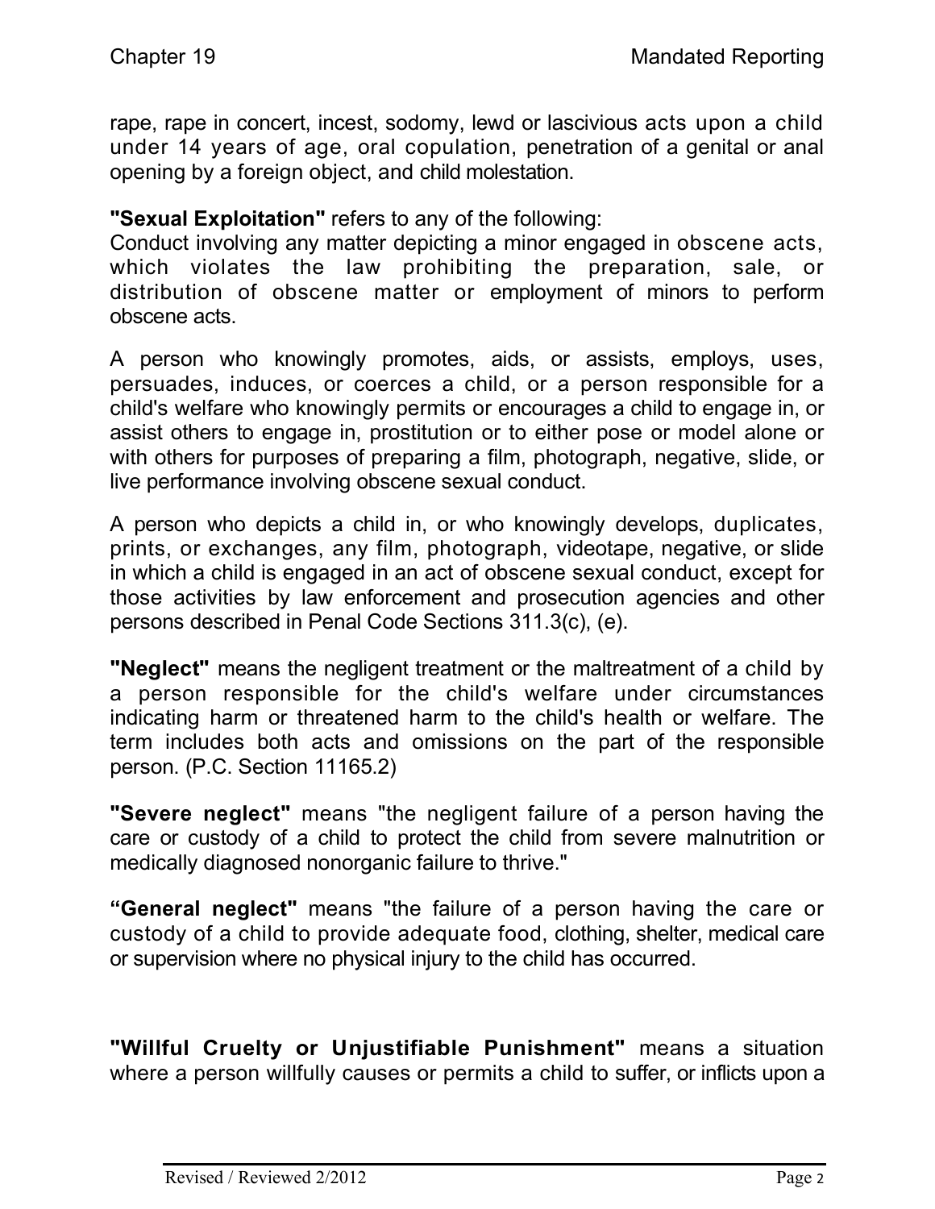rape, rape in concert, incest, sodomy, lewd or lascivious acts upon a child under 14 years of age, oral copulation, penetration of a genital or anal opening by a foreign object, and child molestation.

**"Sexual Exploitation"** refers to any of the following:
Conduct involving any matter depicting a minor engaged in obscene acts, which violates the law prohibiting the preparation, sale, or distribution of obscene matter or employment of minors to perform obscene acts.

A person who knowingly promotes, aids, or assists, employs, uses, persuades, induces, or coerces a child, or a person responsible for a child's welfare who knowingly permits or encourages a child to engage in, or assist others to engage in, prostitution or to either pose or model alone or with others for purposes of preparing a film, photograph, negative, slide, or live performance involving obscene sexual conduct.

A person who depicts a child in, or who knowingly develops, duplicates, prints, or exchanges, any film, photograph, videotape, negative, or slide in which a child is engaged in an act of obscene sexual conduct, except for those activities by law enforcement and prosecution agencies and other persons described in Penal Code Sections 311.3(c), (e).

**"Neglect"** means the negligent treatment or the maltreatment of a child by a person responsible for the child's welfare under circumstances indicating harm or threatened harm to the child's health or welfare. The term includes both acts and omissions on the part of the responsible person. (P.C. Section 11165.2)

**"Severe neglect"** means "the negligent failure of a person having the care or custody of a child to protect the child from severe malnutrition or medically diagnosed nonorganic failure to thrive."

**“General neglect"** means "the failure of a person having the care or custody of a child to provide adequate food, clothing, shelter, medical care or supervision where no physical injury to the child has occurred.

**"Willful Cruelty or Unjustifiable Punishment"** means a situation where a person willfully causes or permits a child to suffer, or inflicts upon a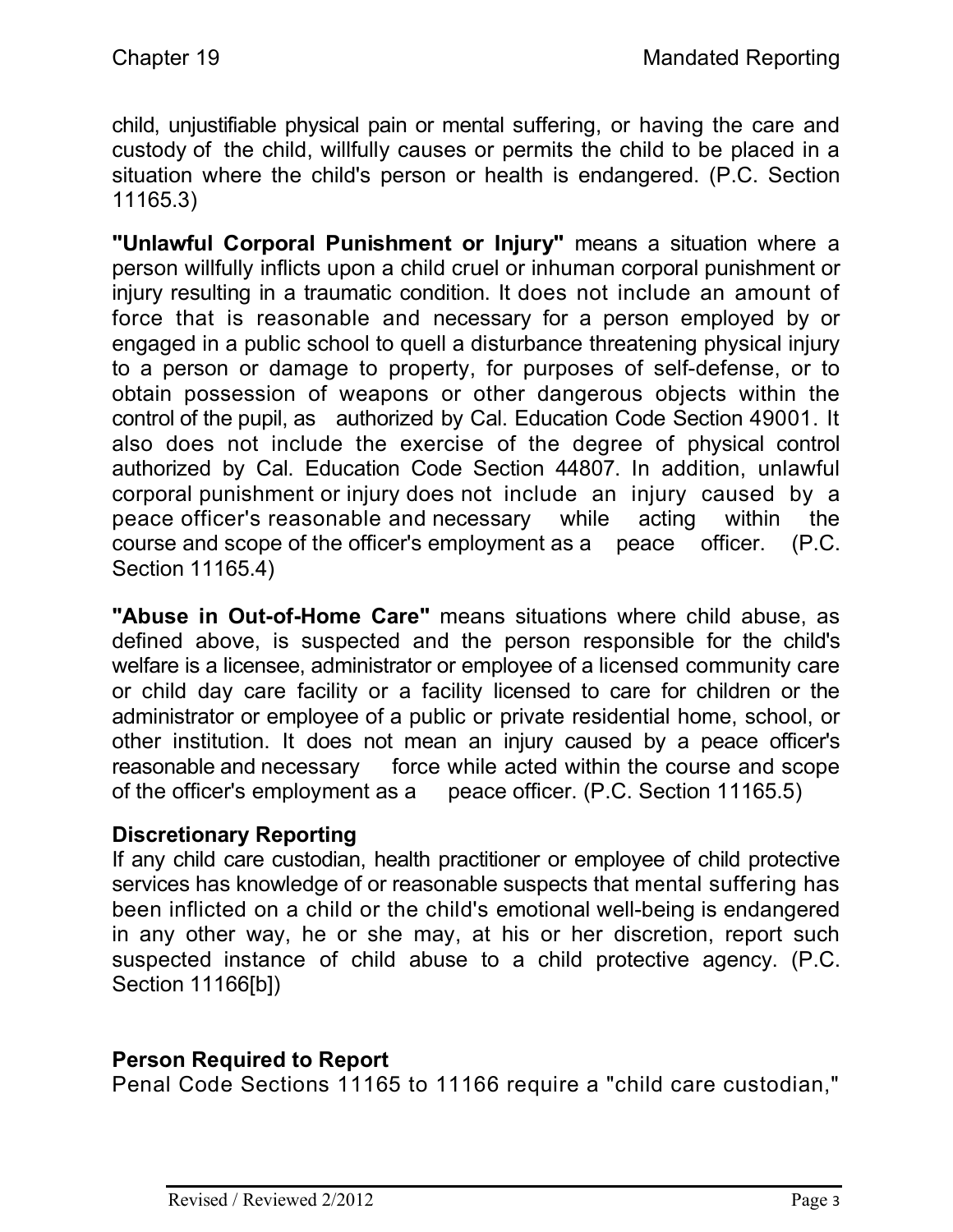child, unjustifiable physical pain or mental suffering, or having the care and custody of the child, willfully causes or permits the child to be placed in a situation where the child's person or health is endangered. (P.C. Section 11165.3)

**"Unlawful Corporal Punishment or Injury"** means a situation where a person willfully inflicts upon a child cruel or inhuman corporal punishment or injury resulting in a traumatic condition. It does not include an amount of force that is reasonable and necessary for a person employed by or engaged in a public school to quell a disturbance threatening physical injury to a person or damage to property, for purposes of self-defense, or to obtain possession of weapons or other dangerous objects within the control of the pupil, as authorized by Cal. Education Code Section 49001. It also does not include the exercise of the degree of physical control authorized by Cal. Education Code Section 44807. In addition, unlawful corporal punishment or injury does not include an injury caused by a peace officer's reasonable and necessary while acting within the course and scope of the officer's employment as a peace officer. (P.C. Section 11165.4)

**"Abuse in Out-of-Home Care"** means situations where child abuse, as defined above, is suspected and the person responsible for the child's welfare is a licensee, administrator or employee of a licensed community care or child day care facility or a facility licensed to care for children or the administrator or employee of a public or private residential home, school, or other institution. It does not mean an injury caused by a peace officer's reasonable and necessary force while acted within the course and scope of the officer's employment as a peace officer. (P.C. Section 11165.5)

### Discretionary Reporting

If any child care custodian, health practitioner or employee of child protective services has knowledge of or reasonable suspects that mental suffering has been inflicted on a child or the child's emotional well-being is endangered in any other way, he or she may, at his or her discretion, report such suspected instance of child abuse to a child protective agency. (P.C. Section 11166[b])

### Person Required to Report

Penal Code Sections 11165 to 11166 require a "child care custodian,"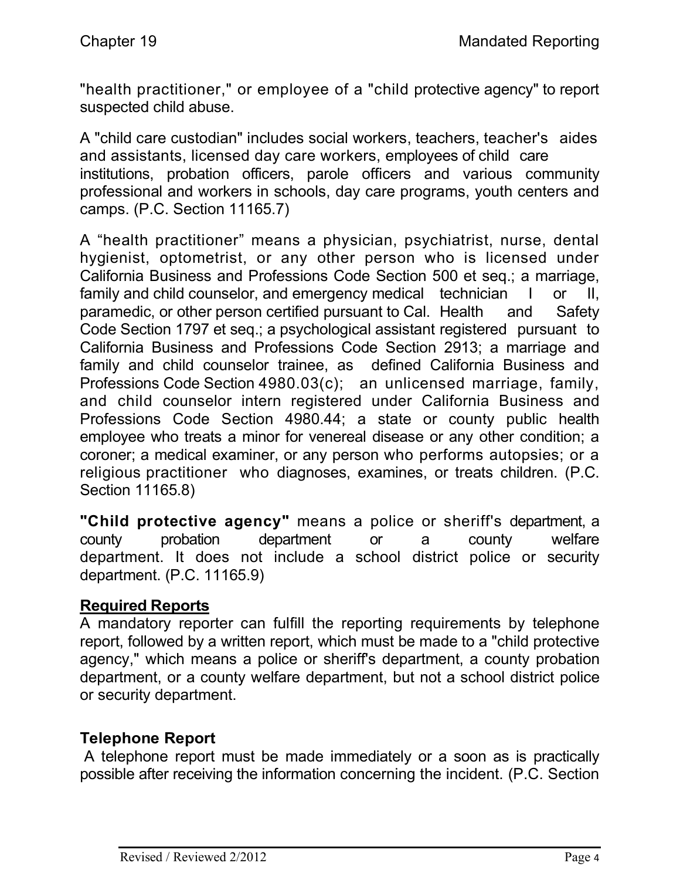"health practitioner," or employee of a "child protective agency" to report suspected child abuse.

A "child care custodian" includes social workers, teachers, teacher's aides and assistants, licensed day care workers, employees of child care institutions, probation officers, parole officers and various community professional and workers in schools, day care programs, youth centers and camps. (P.C. Section 11165.7)

A "health practitioner" means a physician, psychiatrist, nurse, dental hygienist, optometrist, or any other person who is licensed under California Business and Professions Code Section 500 et seq.; a marriage, family and child counselor, and emergency medical technician I or II, paramedic, or other person certified pursuant to Cal. Health and Safety Code Section 1797 et seq.; a psychological assistant registered pursuant to California Business and Professions Code Section 2913; a marriage and family and child counselor trainee, as defined California Business and Professions Code Section 4980.03(c); an unlicensed marriage, family, and child counselor intern registered under California Business and Professions Code Section 4980.44; a state or county public health employee who treats a minor for venereal disease or any other condition; a coroner; a medical examiner, or any person who performs autopsies; or a religious practitioner who diagnoses, examines, or treats children. (P.C. Section 11165.8)

**"Child protective agency"** means a police or sheriff's department, a county probation department or a county welfare department. It does not include a school district police or security department. (P.C. 11165.9)

## Required Reports

A mandatory reporter can fulfill the reporting requirements by telephone report, followed by a written report, which must be made to a "child protective agency," which means a police or sheriff's department, a county probation department, or a county welfare department, but not a school district police or security department.

### Telephone Report

A telephone report must be made immediately or a soon as is practically possible after receiving the information concerning the incident. (P.C. Section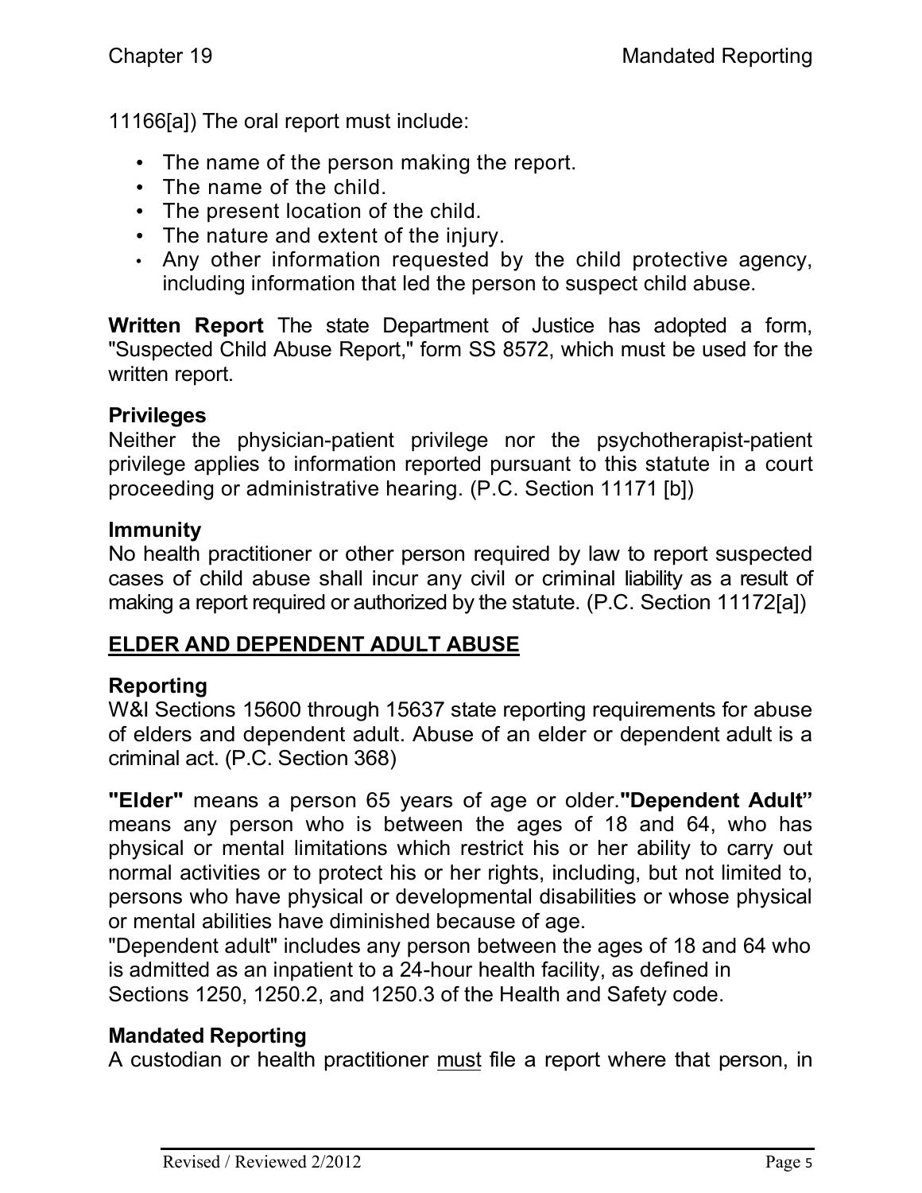11166[a]) The oral report must include:

- The name of the person making the report.
- The name of the child.
- The present location of the child.
- The nature and extent of the injury.
- Any other information requested by the child protective agency, including information that led the person to suspect child abuse.

**Written Report** The state Department of Justice has adopted a form, "Suspected Child Abuse Report," form SS 8572, which must be used for the written report.

### Privileges

Neither the physician-patient privilege nor the psychotherapist-patient privilege applies to information reported pursuant to this statute in a court proceeding or administrative hearing. (P.C. Section 11171 [b])

### Immunity

No health practitioner or other person required by law to report suspected cases of child abuse shall incur any civil or criminal liability as a result of making a report required or authorized by the statute. (P.C. Section 11172[a])

## <u>ELDER AND DEPENDENT ADULT ABUSE</u>

### Reporting

W&I Sections 15600 through 15637 state reporting requirements for abuse of elders and dependent adult. Abuse of an elder or dependent adult is a criminal act. (P.C. Section 368)

**"Elder"** means a person 65 years of age or older. **"Dependent Adult"** means any person who is between the ages of 18 and 64, who has physical or mental limitations which restrict his or her ability to carry out normal activities or to protect his or her rights, including, but not limited to, persons who have physical or developmental disabilities or whose physical or mental abilities have diminished because of age.
"Dependent adult" includes any person between the ages of 18 and 64 who is admitted as an inpatient to a 24-hour health facility, as defined in Sections 1250, 1250.2, and 1250.3 of the Health and Safety code.

### Mandated Reporting

A custodian or health practitioner <u>must</u> file a report where that person, in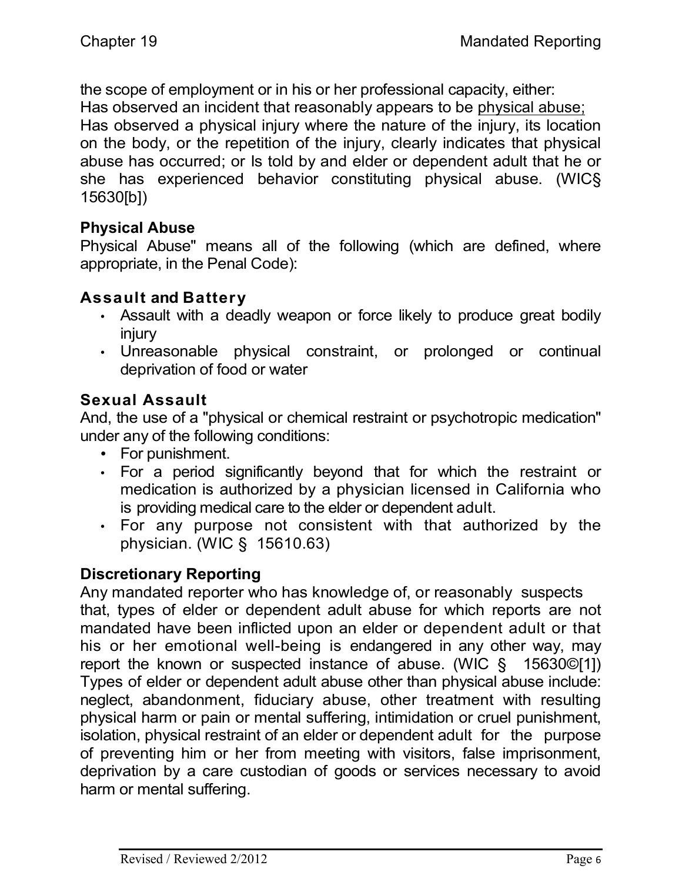the scope of employment or in his or her professional capacity, either:
Has observed an incident that reasonably appears to be physical abuse;
Has observed a physical injury where the nature of the injury, its location on the body, or the repetition of the injury, clearly indicates that physical abuse has occurred; or Is told by and elder or dependent adult that he or she has experienced behavior constituting physical abuse. (WIC§ 15630[b])

### Physical Abuse

Physical Abuse" means all of the following (which are defined, where appropriate, in the Penal Code):

### Assault and Battery

- Assault with a deadly weapon or force likely to produce great bodily injury
- Unreasonable physical constraint, or prolonged or continual deprivation of food or water

### Sexual Assault

And, the use of a "physical or chemical restraint or psychotropic medication" under any of the following conditions:

- For punishment.
- For a period significantly beyond that for which the restraint or medication is authorized by a physician licensed in California who is providing medical care to the elder or dependent adult.
- For any purpose not consistent with that authorized by the physician. (WIC § 15610.63)

### Discretionary Reporting

Any mandated reporter who has knowledge of, or reasonably suspects that, types of elder or dependent adult abuse for which reports are not mandated have been inflicted upon an elder or dependent adult or that his or her emotional well-being is endangered in any other way, may report the known or suspected instance of abuse. (WIC § 15630©[1])
Types of elder or dependent adult abuse other than physical abuse include: neglect, abandonment, fiduciary abuse, other treatment with resulting physical harm or pain or mental suffering, intimidation or cruel punishment, isolation, physical restraint of an elder or dependent adult for the purpose of preventing him or her from meeting with visitors, false imprisonment, deprivation by a care custodian of goods or services necessary to avoid harm or mental suffering.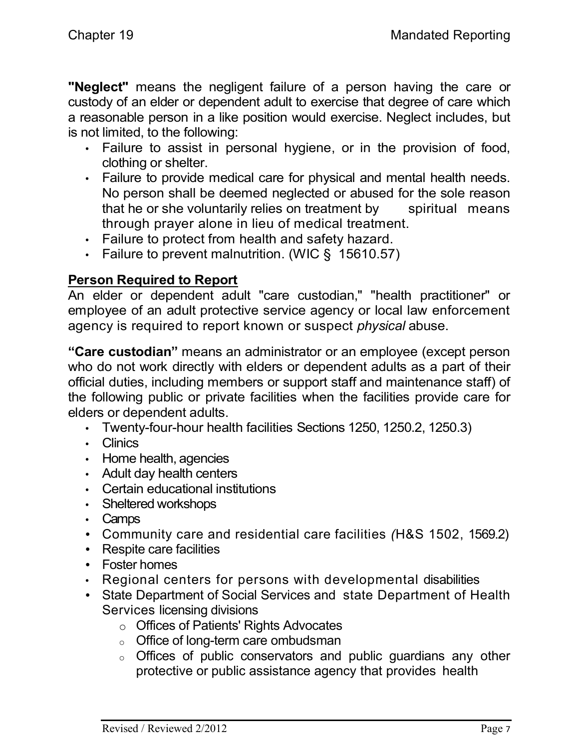**"Neglect"** means the negligent failure of a person having the care or custody of an elder or dependent adult to exercise that degree of care which a reasonable person in a like position would exercise. Neglect includes, but is not limited, to the following:

- Failure to assist in personal hygiene, or in the provision of food, clothing or shelter.
- Failure to provide medical care for physical and mental health needs. No person shall be deemed neglected or abused for the sole reason that he or she voluntarily relies on treatment by spiritual means through prayer alone in lieu of medical treatment.
- Failure to protect from health and safety hazard.
- Failure to prevent malnutrition. (WIC § 15610.57)

**Person Required to Report**

An elder or dependent adult "care custodian," "health practitioner" or employee of an adult protective service agency or local law enforcement agency is required to report known or suspect *physical* abuse.

**"Care custodian"** means an administrator or an employee (except person who do not work directly with elders or dependent adults as a part of their official duties, including members or support staff and maintenance staff) of the following public or private facilities when the facilities provide care for elders or dependent adults.

- Twenty-four-hour health facilities Sections 1250, 1250.2, 1250.3)
- Clinics
- Home health, agencies
- Adult day health centers
- Certain educational institutions
- Sheltered workshops
- Camps
- Community care and residential care facilities *(*H&S 1502, 1569.2)
- Respite care facilities
- Foster homes
- Regional centers for persons with developmental disabilities
- State Department of Social Services and state Department of Health Services licensing divisions
  - Offices of Patients' Rights Advocates
  - Office of long-term care ombudsman
  - Offices of public conservators and public guardians any other protective or public assistance agency that provides health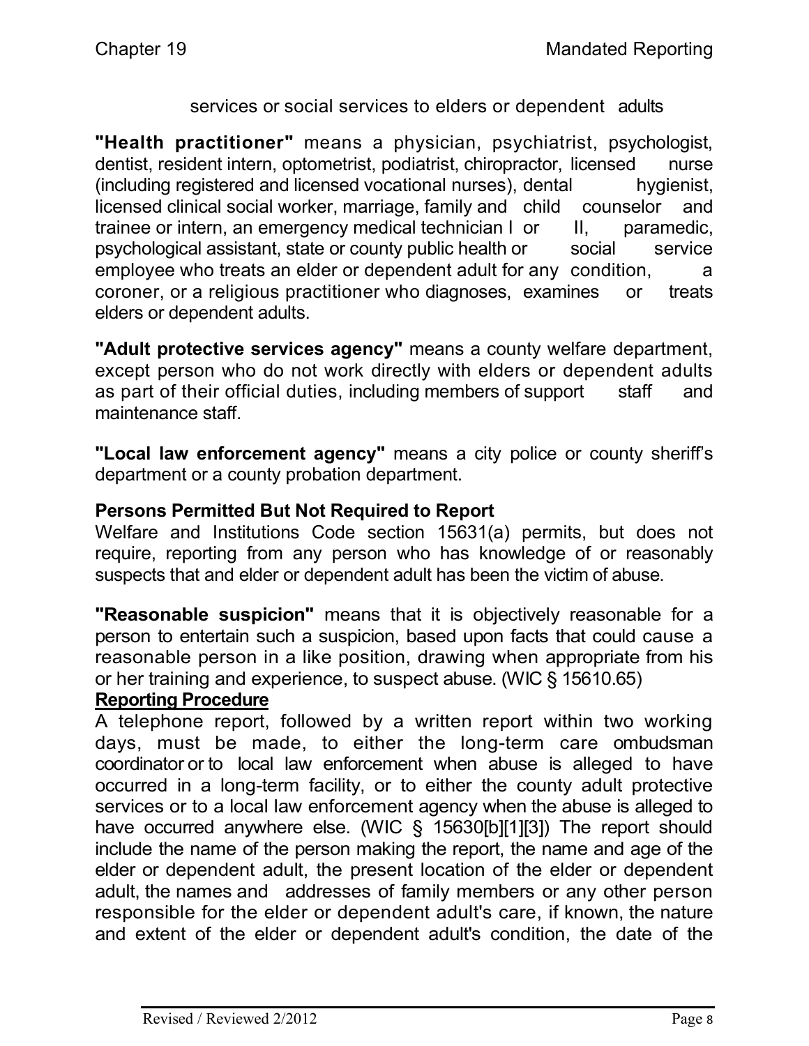services or social services to elders or dependent adults

**"Health practitioner"** means a physician, psychiatrist, psychologist, dentist, resident intern, optometrist, podiatrist, chiropractor, licensed nurse (including registered and licensed vocational nurses), dental hygienist, licensed clinical social worker, marriage, family and child counselor and trainee or intern, an emergency medical technician I or II, paramedic, psychological assistant, state or county public health or social service employee who treats an elder or dependent adult for any condition, a coroner, or a religious practitioner who diagnoses, examines or treats elders or dependent adults.

**"Adult protective services agency"** means a county welfare department, except person who do not work directly with elders or dependent adults as part of their official duties, including members of support staff and maintenance staff.

**"Local law enforcement agency"** means a city police or county sheriff's department or a county probation department.

**Persons Permitted But Not Required to Report**

Welfare and Institutions Code section 15631(a) permits, but does not require, reporting from any person who has knowledge of or reasonably suspects that and elder or dependent adult has been the victim of abuse.

**"Reasonable suspicion"** means that it is objectively reasonable for a person to entertain such a suspicion, based upon facts that could cause a reasonable person in a like position, drawing when appropriate from his or her training and experience, to suspect abuse. (WIC § 15610.65)

**Reporting Procedure**

A telephone report, followed by a written report within two working days, must be made, to either the long-term care ombudsman coordinator or to local law enforcement when abuse is alleged to have occurred in a long-term facility, or to either the county adult protective services or to a local law enforcement agency when the abuse is alleged to have occurred anywhere else. (WIC § 15630[b][1][3]) The report should include the name of the person making the report, the name and age of the elder or dependent adult, the present location of the elder or dependent adult, the names and addresses of family members or any other person responsible for the elder or dependent adult's care, if known, the nature and extent of the elder or dependent adult's condition, the date of the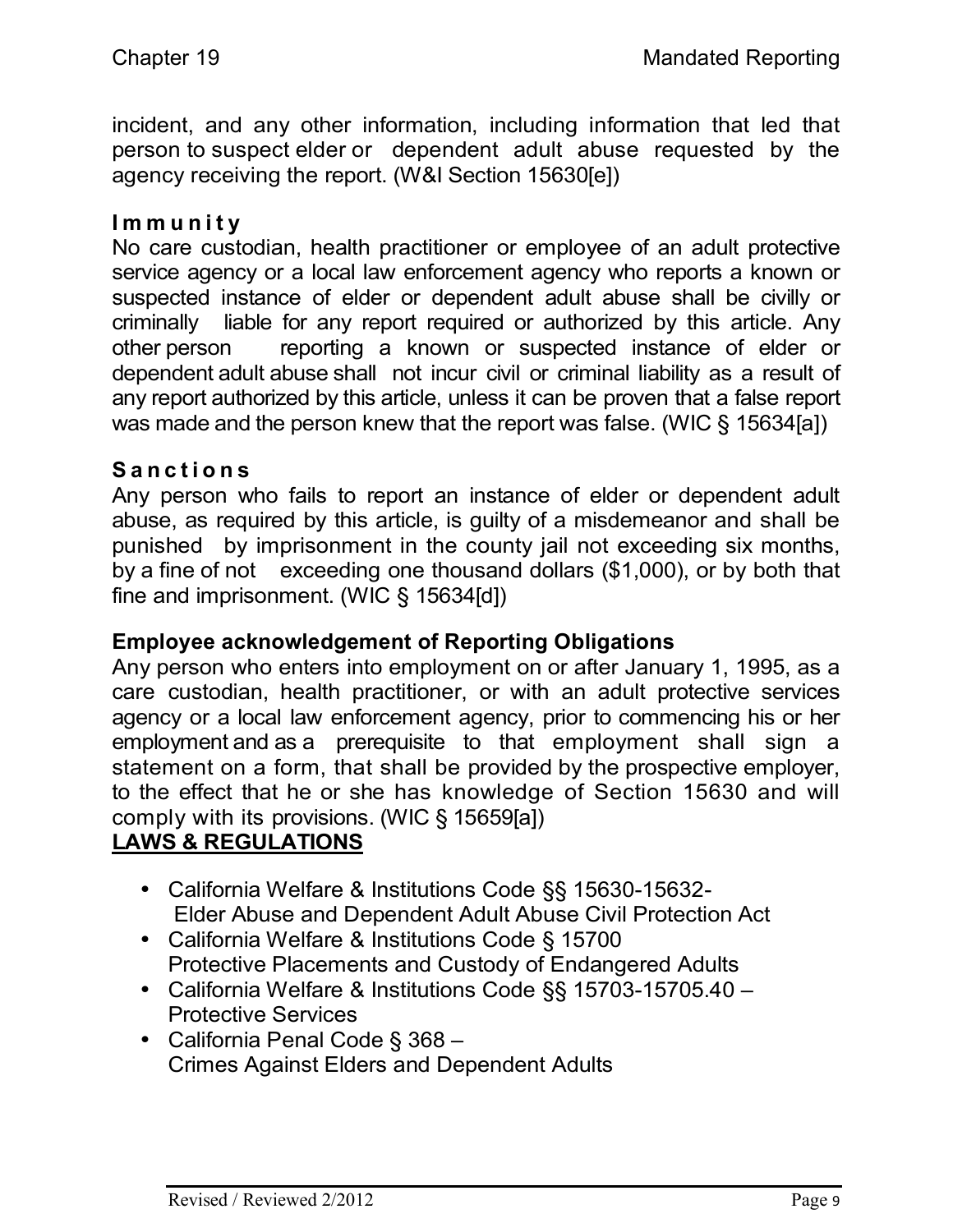incident, and any other information, including information that led that person to suspect elder or dependent adult abuse requested by the agency receiving the report. (W&I Section 15630[e])

**Immunity**

No care custodian, health practitioner or employee of an adult protective service agency or a local law enforcement agency who reports a known or suspected instance of elder or dependent adult abuse shall be civilly or criminally liable for any report required or authorized by this article. Any other person reporting a known or suspected instance of elder or dependent adult abuse shall not incur civil or criminal liability as a result of any report authorized by this article, unless it can be proven that a false report was made and the person knew that the report was false. (WIC § 15634[a])

**Sanctions**

Any person who fails to report an instance of elder or dependent adult abuse, as required by this article, is guilty of a misdemeanor and shall be punished by imprisonment in the county jail not exceeding six months, by a fine of not exceeding one thousand dollars ($1,000), or by both that fine and imprisonment. (WIC § 15634[d])

**Employee acknowledgement of Reporting Obligations**

Any person who enters into employment on or after January 1, 1995, as a care custodian, health practitioner, or with an adult protective services agency or a local law enforcement agency, prior to commencing his or her employment and as a prerequisite to that employment shall sign a statement on a form, that shall be provided by the prospective employer, to the effect that he or she has knowledge of Section 15630 and will comply with its provisions. (WIC § 15659[a])

**LAWS & REGULATIONS**

- California Welfare & Institutions Code §§ 15630-15632- Elder Abuse and Dependent Adult Abuse Civil Protection Act
- California Welfare & Institutions Code § 15700 Protective Placements and Custody of Endangered Adults
- California Welfare & Institutions Code §§ 15703-15705.40 – Protective Services
- California Penal Code § 368 – Crimes Against Elders and Dependent Adults